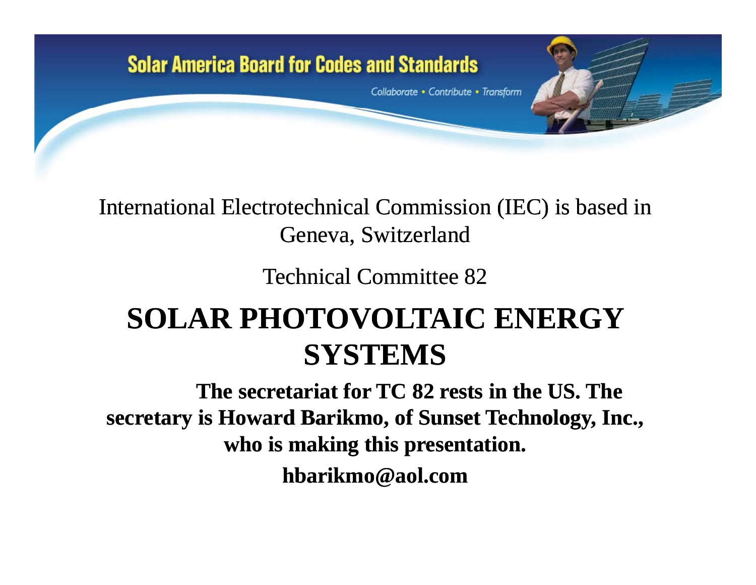Solar America Board for Codes and Standards

*Collaborate • Contribute • Transform*

International Electrotechnical Commission (IEC) is based in Geneva, Switzerland

Technical Committee 82

# SOLAR PHOTOVOLTAIC ENERGY SYSTEMS

**The secretariat for TC 82 rests in the US. The secretary is Howard Barikmo, of Sunset Technology, Inc., who is making this presentation.**

**hbarikmo@aol.com**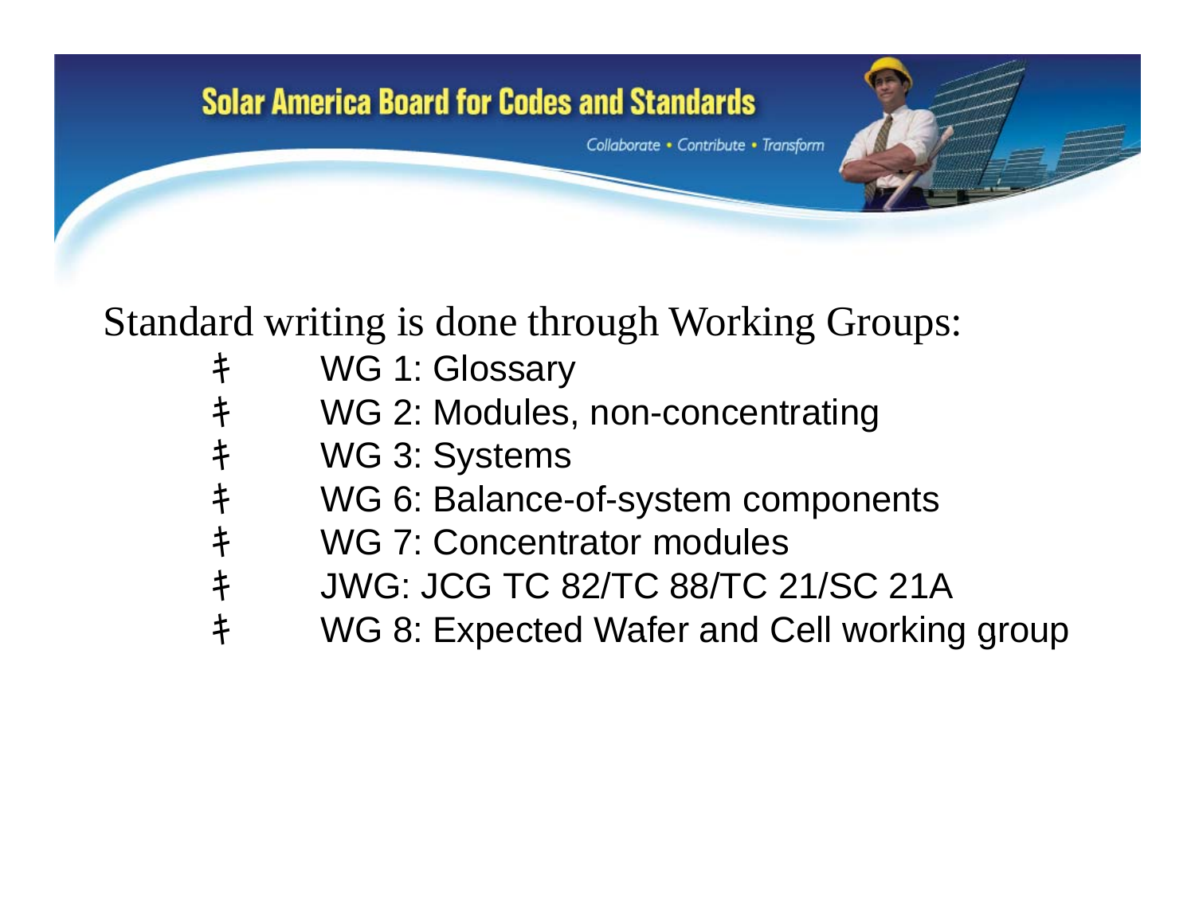Standard writing is done through Working Groups:

- WG 1: Glossary
- WG 2: Modules, non-concentrating
- WG 3: Systems
- WG 6: Balance-of-system components
- WG 7: Concentrator modules
- JWG: JCG TC 82/TC 88/TC 21/SC 21A
- WG 8: Expected Wafer and Cell working group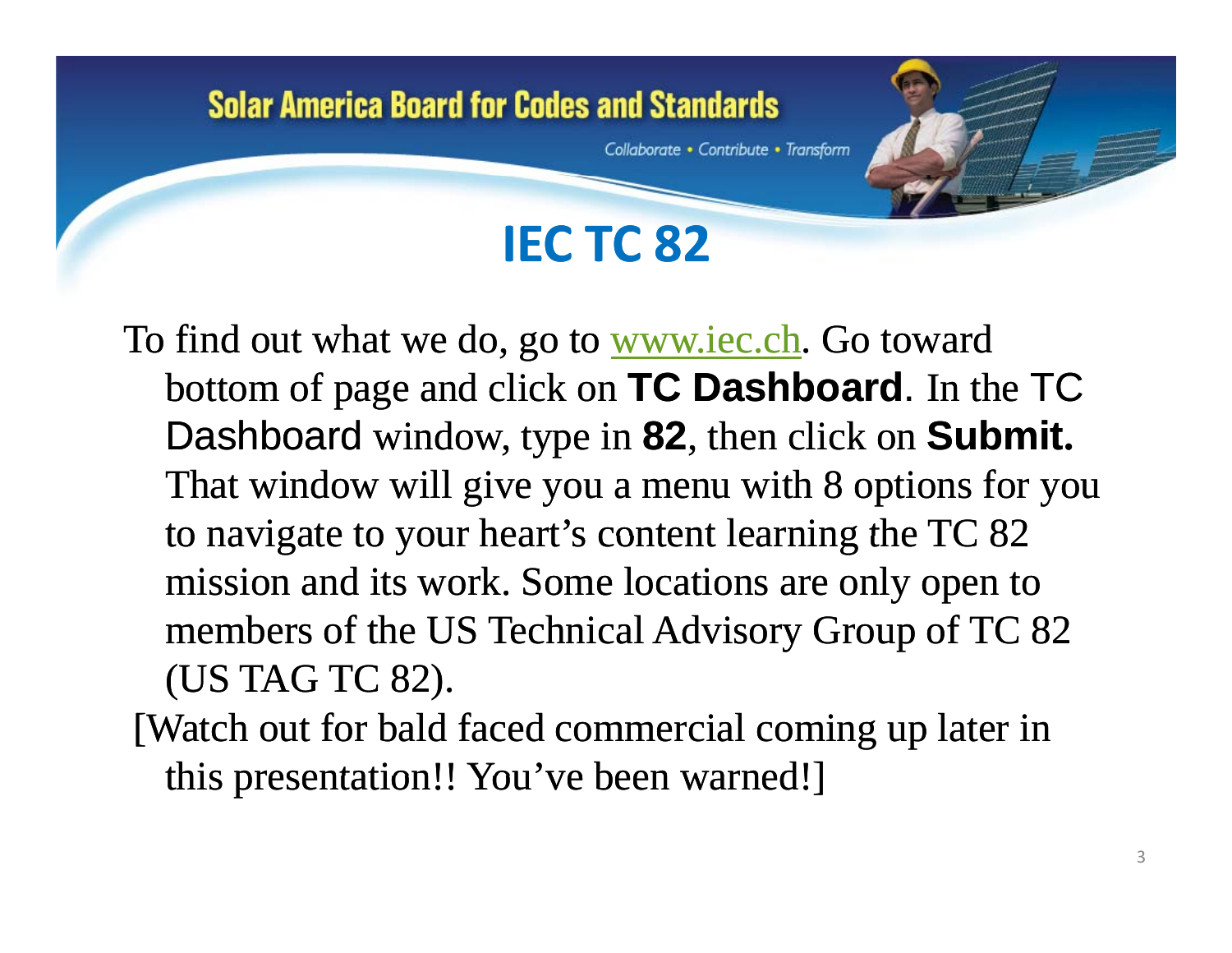# IEC TC 82

To find out what we do, go to www.iec.ch. Go toward bottom of page and click on **TC Dashboard**. In the TC Dashboard window, type in **82**, then click on **Submit.** That window will give you a menu with 8 options for you to navigate to your heart's content learning the TC 82 mission and its work. Some locations are only open to members of the US Technical Advisory Group of TC 82 (US TAG TC 82).

[Watch out for bald faced commercial coming up later in this presentation!! You've been warned!]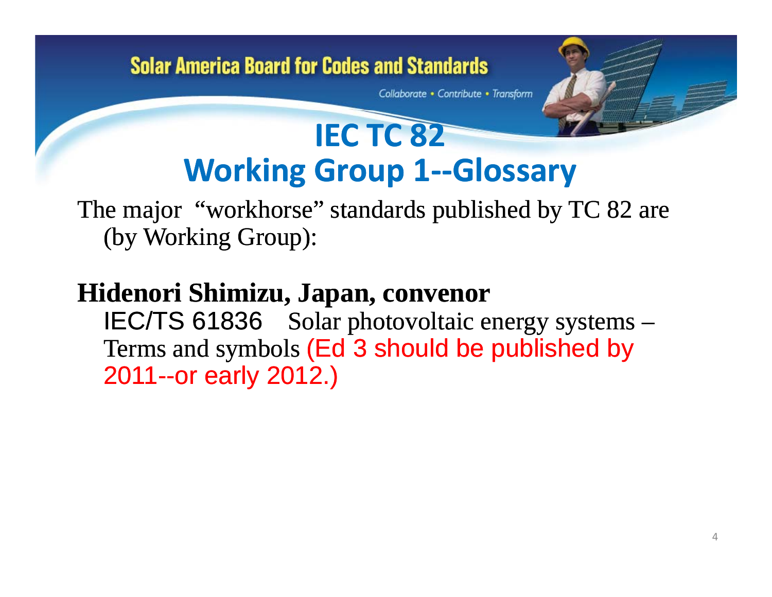# IEC TC 82
# Working Group 1--Glossary

The major "workhorse" standards published by TC 82 are (by Working Group):

**Hidenori Shimizu, Japan, convenor**

IEC/TS 61836 Solar photovoltaic energy systems – Terms and symbols (Ed 3 should be published by 2011--or early 2012.)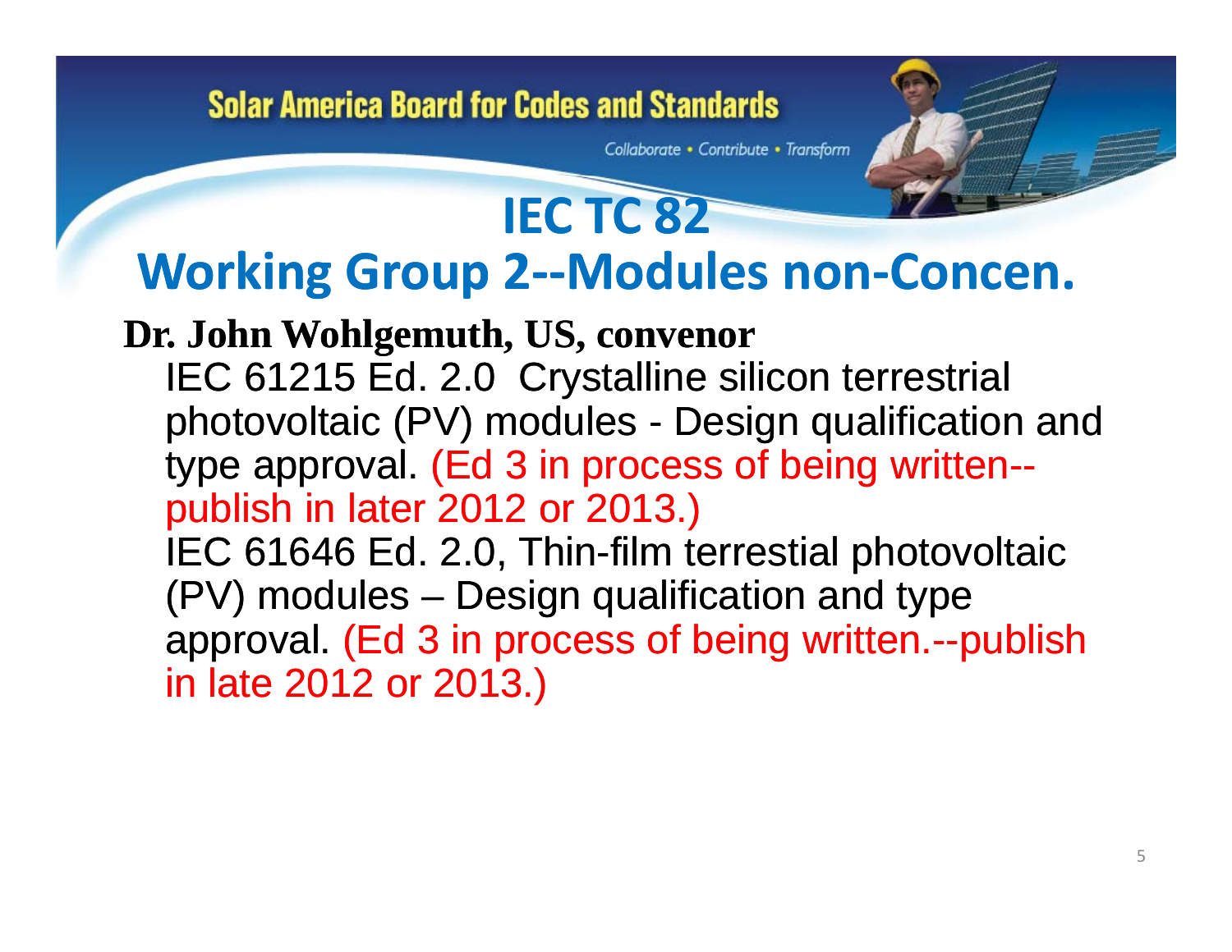# IEC TC 82

## Working Group 2--Modules non-Concen.

**Dr. John Wohlgemuth, US, convenor**

IEC 61215 Ed. 2.0 Crystalline silicon terrestrial photovoltaic (PV) modules - Design qualification and type approval. (Ed 3 in process of being written--publish in later 2012 or 2013.)

IEC 61646 Ed. 2.0, Thin-film terrestial photovoltaic (PV) modules – Design qualification and type approval. (Ed 3 in process of being written.--publish in late 2012 or 2013.)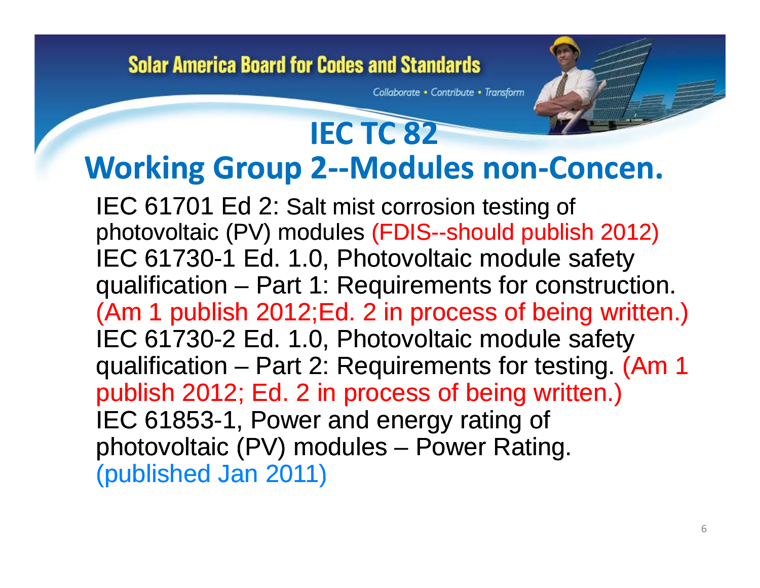# IEC TC 82

## Working Group 2--Modules non-Concen.

IEC 61701 Ed 2: Salt mist corrosion testing of photovoltaic (PV) modules (FDIS--should publish 2012)
IEC 61730-1 Ed. 1.0, Photovoltaic module safety qualification – Part 1: Requirements for construction. (Am 1 publish 2012;Ed. 2 in process of being written.)
IEC 61730-2 Ed. 1.0, Photovoltaic module safety qualification – Part 2: Requirements for testing. (Am 1 publish 2012; Ed. 2 in process of being written.)
IEC 61853-1, Power and energy rating of photovoltaic (PV) modules – Power Rating. (published Jan 2011)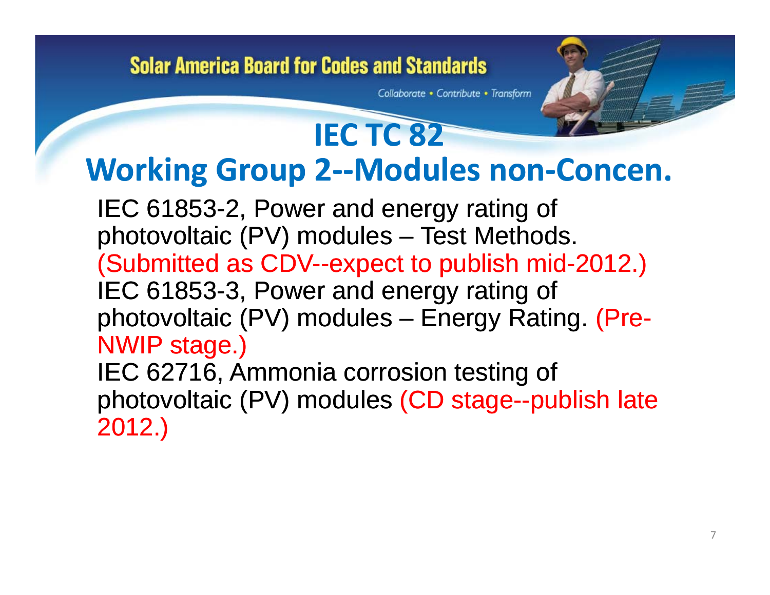# IEC TC 82

## Working Group 2--Modules non-Concen.

IEC 61853-2, Power and energy rating of photovoltaic (PV) modules – Test Methods. (Submitted as CDV--expect to publish mid-2012.)

IEC 61853-3, Power and energy rating of photovoltaic (PV) modules – Energy Rating. (Pre-NWIP stage.)

IEC 62716, Ammonia corrosion testing of photovoltaic (PV) modules (CD stage--publish late 2012.)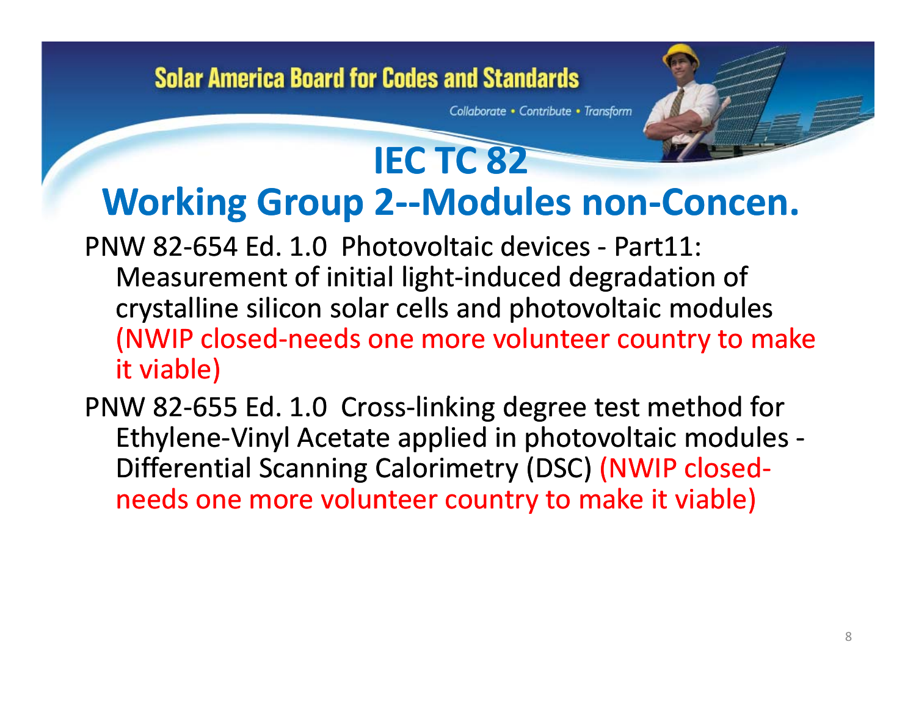# IEC TC 82

## Working Group 2--Modules non-Concen.

PNW 82-654 Ed. 1.0 Photovoltaic devices - Part11: Measurement of initial light-induced degradation of crystalline silicon solar cells and photovoltaic modules (NWIP closed-needs one more volunteer country to make it viable)

PNW 82-655 Ed. 1.0 Cross-linking degree test method for Ethylene-Vinyl Acetate applied in photovoltaic modules - Differential Scanning Calorimetry (DSC) (NWIP closed-needs one more volunteer country to make it viable)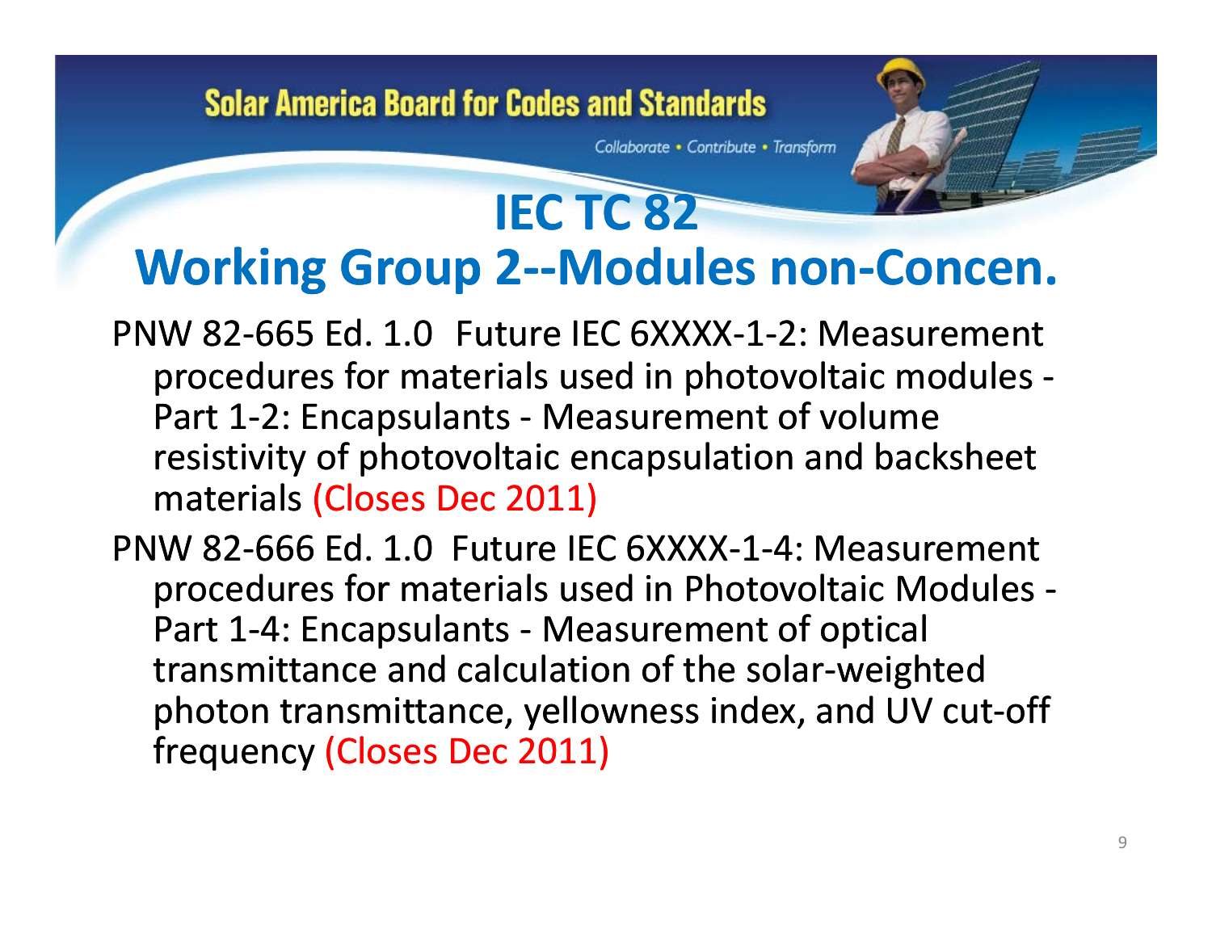# IEC TC 82
## Working Group 2--Modules non-Concen.

PNW 82-665 Ed. 1.0 Future IEC 6XXXX-1-2: Measurement procedures for materials used in photovoltaic modules - Part 1-2: Encapsulants - Measurement of volume resistivity of photovoltaic encapsulation and backsheet materials (Closes Dec 2011)

PNW 82-666 Ed. 1.0 Future IEC 6XXXX-1-4: Measurement procedures for materials used in Photovoltaic Modules - Part 1-4: Encapsulants - Measurement of optical transmittance and calculation of the solar-weighted photon transmittance, yellowness index, and UV cut-off frequency (Closes Dec 2011)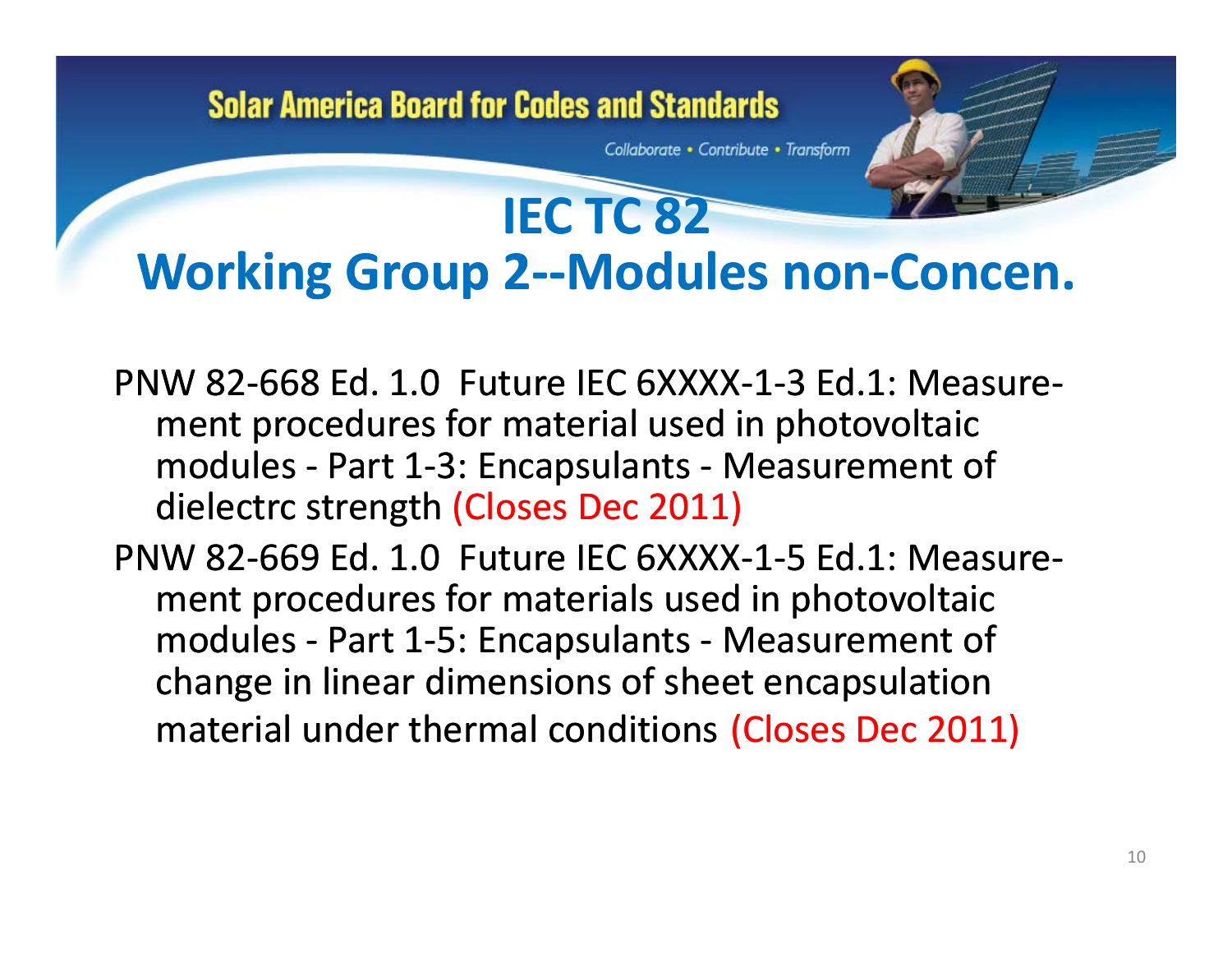# IEC TC 82

## Working Group 2--Modules non-Concen.

PNW 82-668 Ed. 1.0 Future IEC 6XXXX-1-3 Ed.1: Measurement procedures for material used in photovoltaic modules - Part 1-3: Encapsulants - Measurement of dielectrc strength (Closes Dec 2011)

PNW 82-669 Ed. 1.0 Future IEC 6XXXX-1-5 Ed.1: Measurement procedures for materials used in photovoltaic modules - Part 1-5: Encapsulants - Measurement of change in linear dimensions of sheet encapsulation material under thermal conditions (Closes Dec 2011)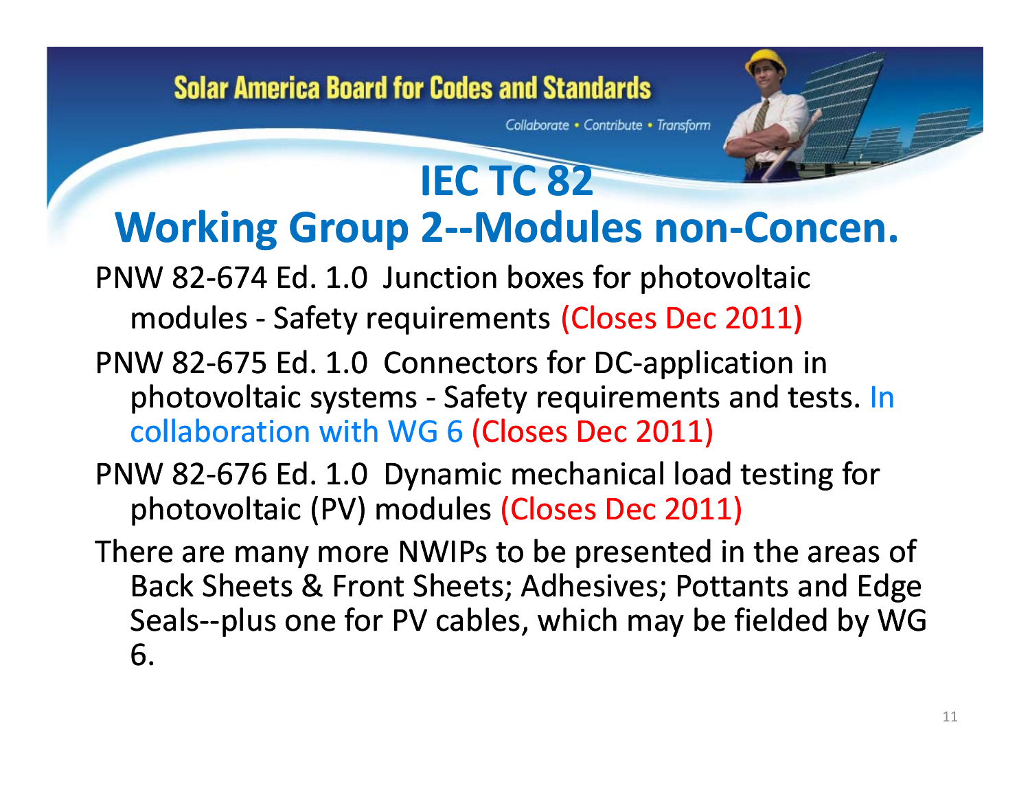# IEC TC 82

## Working Group 2--Modules non-Concen.

PNW 82-674 Ed. 1.0 Junction boxes for photovoltaic modules - Safety requirements (Closes Dec 2011)

PNW 82-675 Ed. 1.0 Connectors for DC-application in photovoltaic systems - Safety requirements and tests. In collaboration with WG 6 (Closes Dec 2011)

PNW 82-676 Ed. 1.0 Dynamic mechanical load testing for photovoltaic (PV) modules (Closes Dec 2011)

There are many more NWIPs to be presented in the areas of Back Sheets & Front Sheets; Adhesives; Pottants and Edge Seals--plus one for PV cables, which may be fielded by WG 6.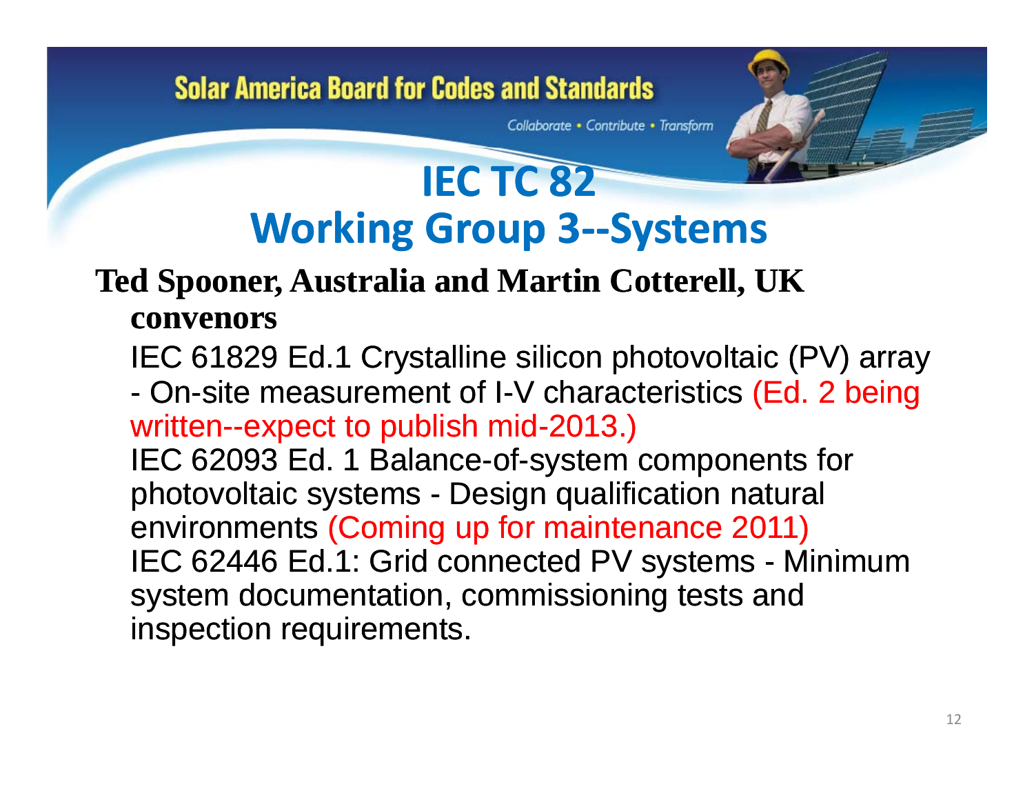Solar America Board for Codes and Standards

Collaborate • Contribute • Transform

# IEC TC 82
# Working Group 3--Systems

**Ted Spooner, Australia and Martin Cotterell, UK convenors**

IEC 61829 Ed.1 Crystalline silicon photovoltaic (PV) array - On-site measurement of I-V characteristics (Ed. 2 being written--expect to publish mid-2013.)

IEC 62093 Ed. 1 Balance-of-system components for photovoltaic systems - Design qualification natural environments (Coming up for maintenance 2011)

IEC 62446 Ed.1: Grid connected PV systems - Minimum system documentation, commissioning tests and inspection requirements.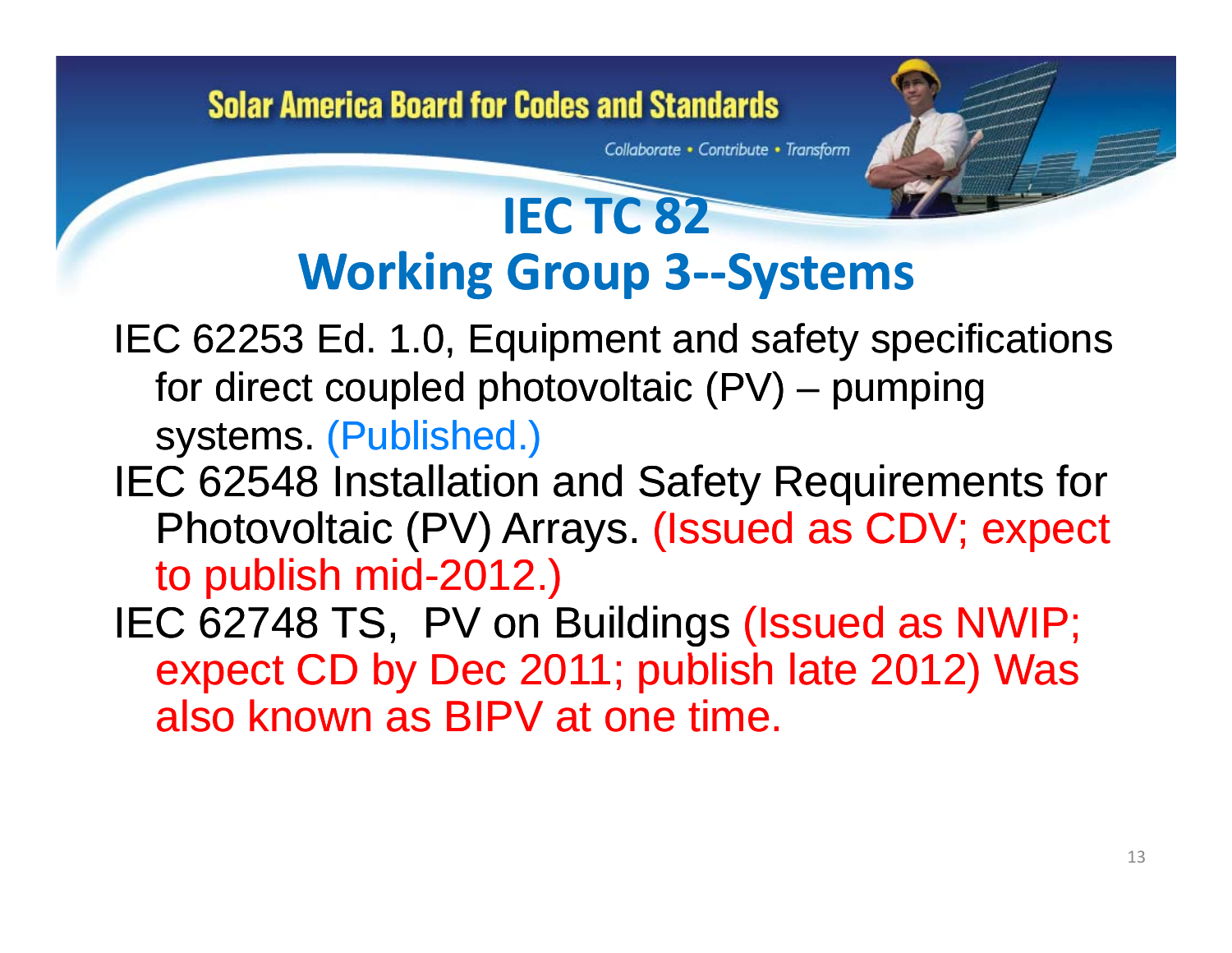# IEC TC 82
## Working Group 3--Systems

IEC 62253 Ed. 1.0, Equipment and safety specifications for direct coupled photovoltaic (PV) – pumping systems. (Published.)

IEC 62548 Installation and Safety Requirements for Photovoltaic (PV) Arrays. (Issued as CDV; expect to publish mid-2012.)

IEC 62748 TS, PV on Buildings (Issued as NWIP; expect CD by Dec 2011; publish late 2012) Was also known as BIPV at one time.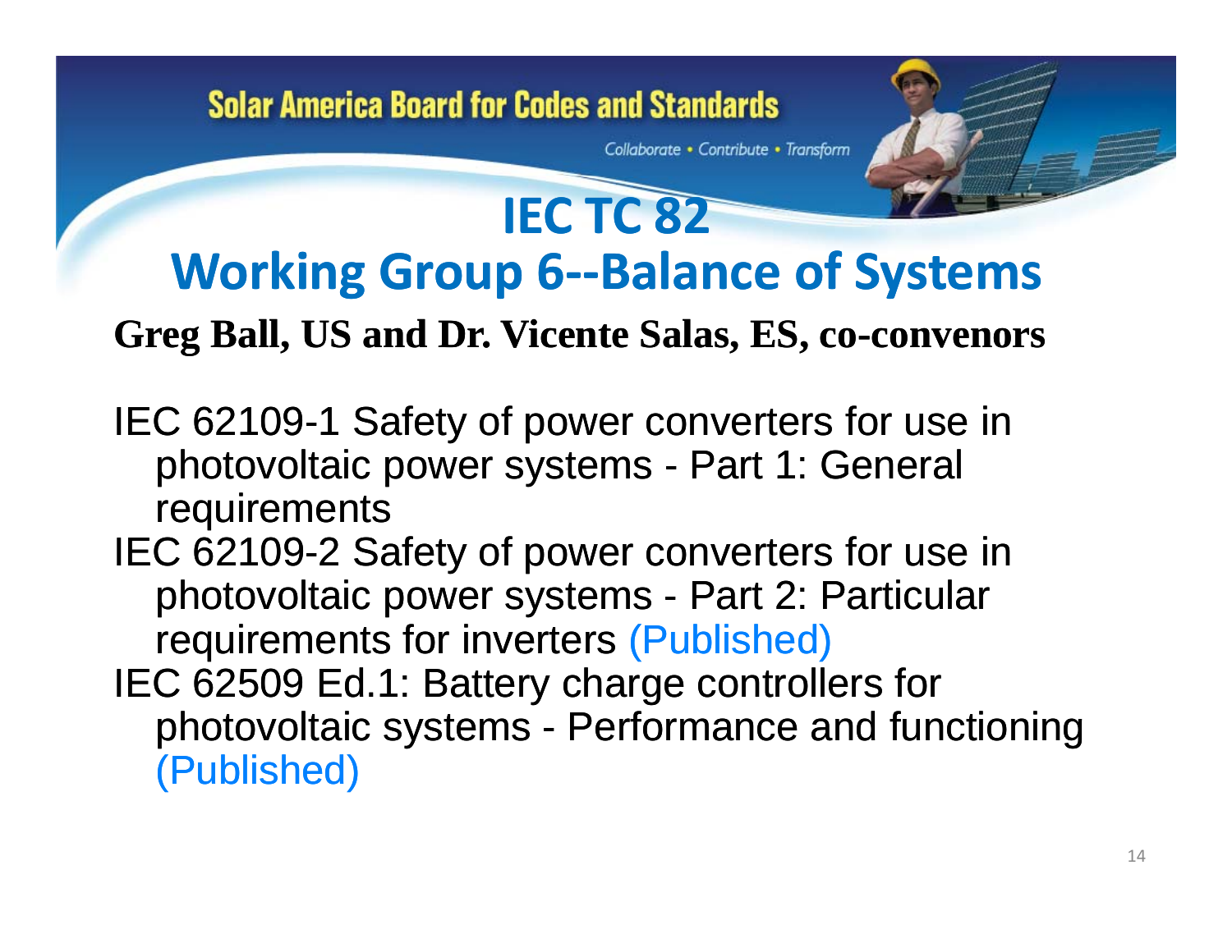# IEC TC 82

## Working Group 6--Balance of Systems

**Greg Ball, US and Dr. Vicente Salas, ES, co-convenors**

IEC 62109-1 Safety of power converters for use in photovoltaic power systems - Part 1: General requirements

IEC 62109-2 Safety of power converters for use in photovoltaic power systems - Part 2: Particular requirements for inverters (Published)

IEC 62509 Ed.1: Battery charge controllers for photovoltaic systems - Performance and functioning (Published)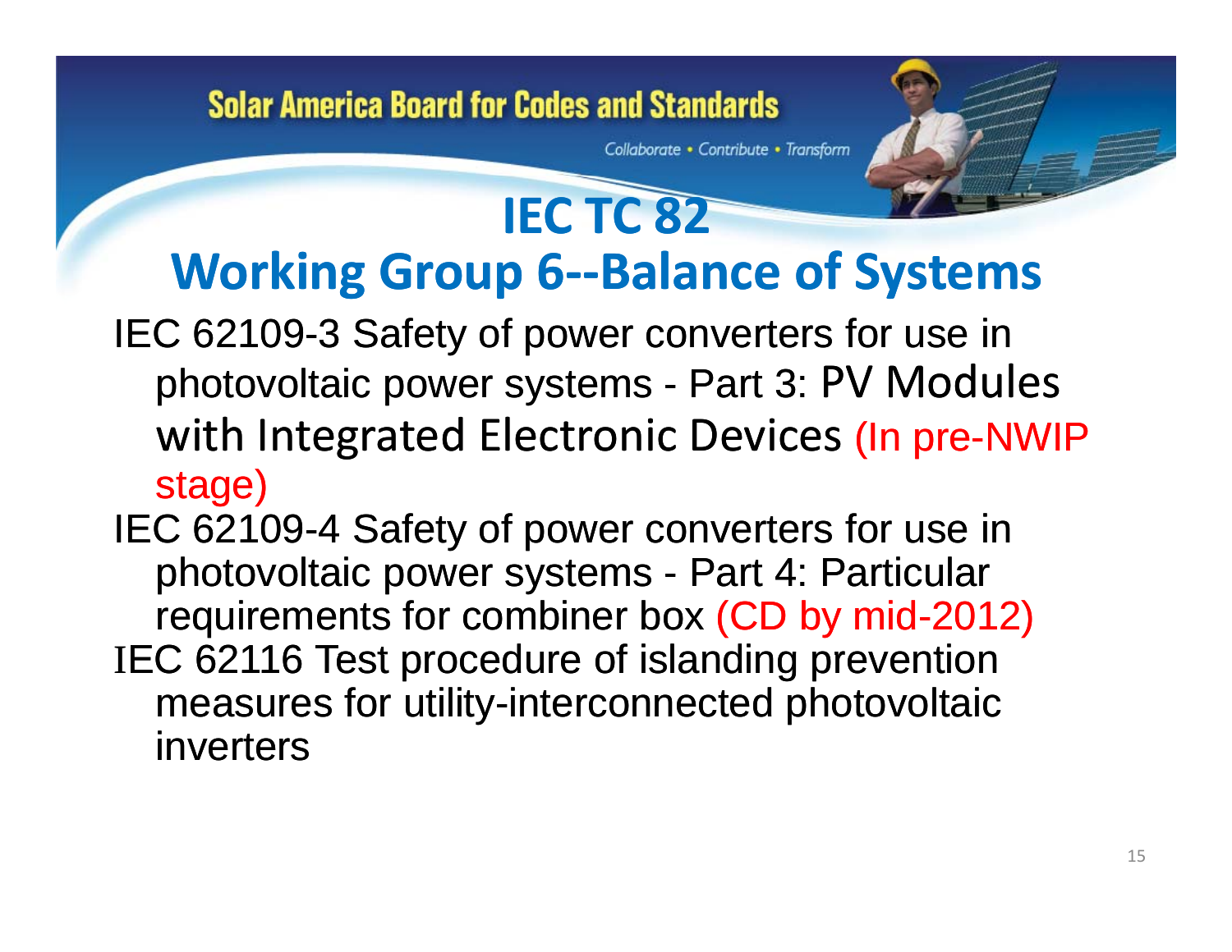# IEC TC 82

## Working Group 6--Balance of Systems

- IEC 62109-3 Safety of power converters for use in photovoltaic power systems - Part 3: PV Modules with Integrated Electronic Devices (In pre-NWIP stage)
- IEC 62109-4 Safety of power converters for use in photovoltaic power systems - Part 4: Particular requirements for combiner box (CD by mid-2012)
- IEC 62116 Test procedure of islanding prevention measures for utility-interconnected photovoltaic inverters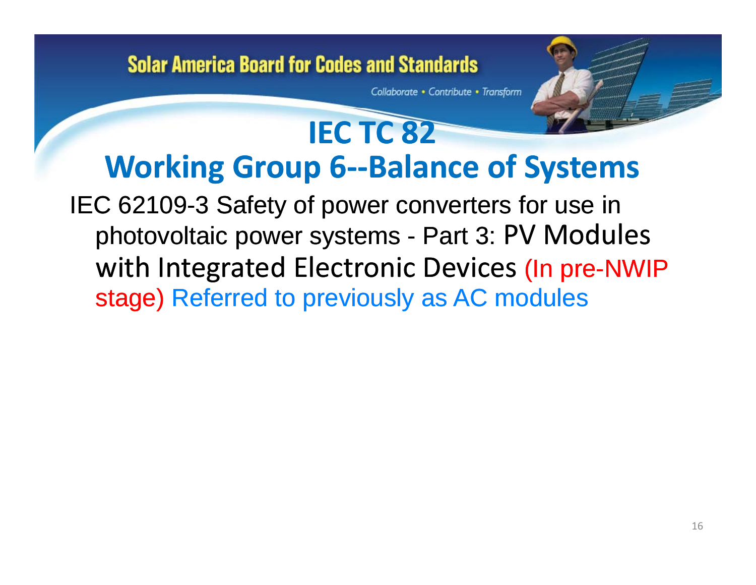# IEC TC 82

## Working Group 6--Balance of Systems

IEC 62109-3 Safety of power converters for use in photovoltaic power systems - Part 3: PV Modules with Integrated Electronic Devices (In pre-NWIP stage) Referred to previously as AC modules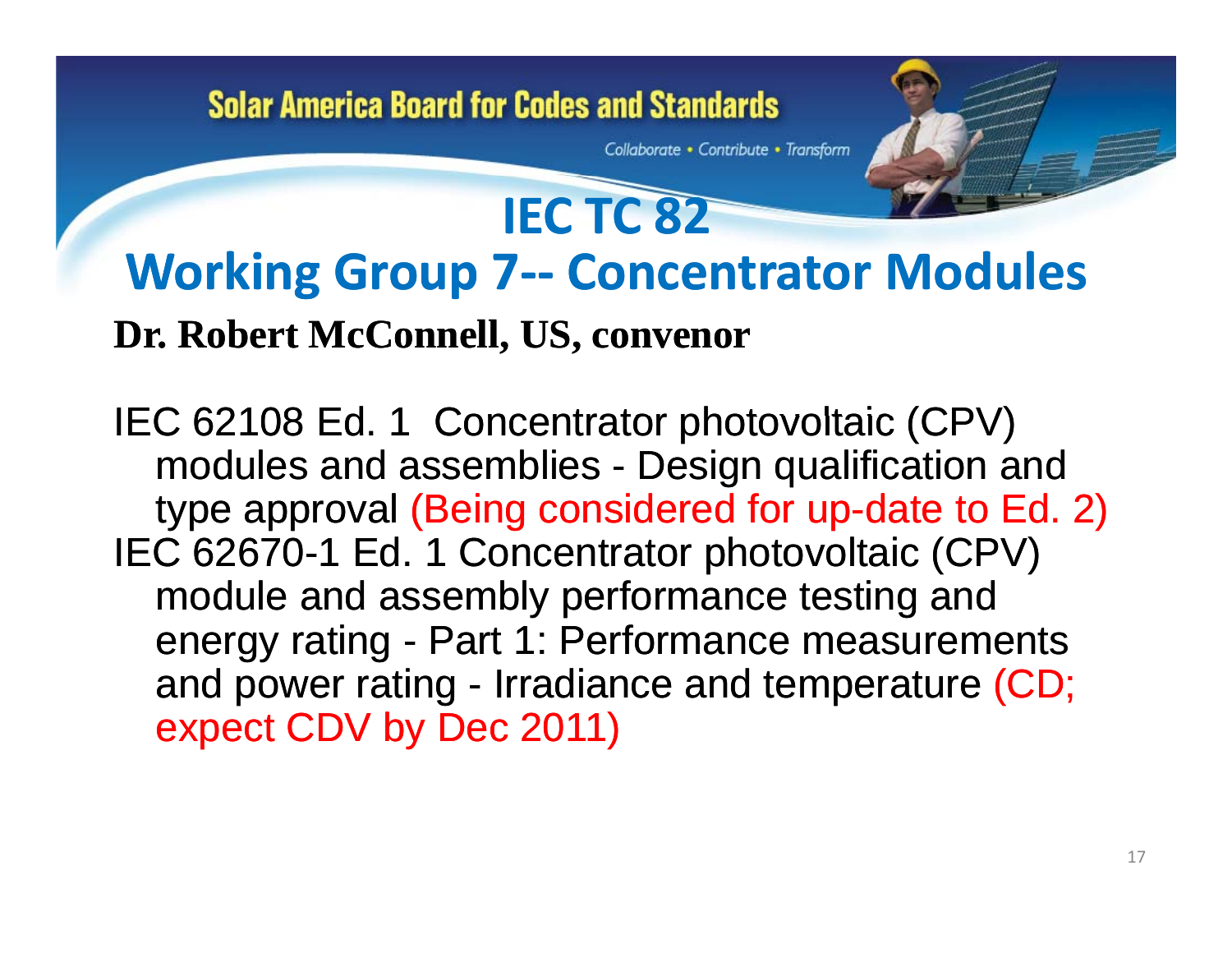# IEC TC 82

## Working Group 7-- Concentrator Modules

**Dr. Robert McConnell, US, convenor**

IEC 62108 Ed. 1 Concentrator photovoltaic (CPV) modules and assemblies - Design qualification and type approval (Being considered for up-date to Ed. 2)

IEC 62670-1 Ed. 1 Concentrator photovoltaic (CPV) module and assembly performance testing and energy rating - Part 1: Performance measurements and power rating - Irradiance and temperature (CD; expect CDV by Dec 2011)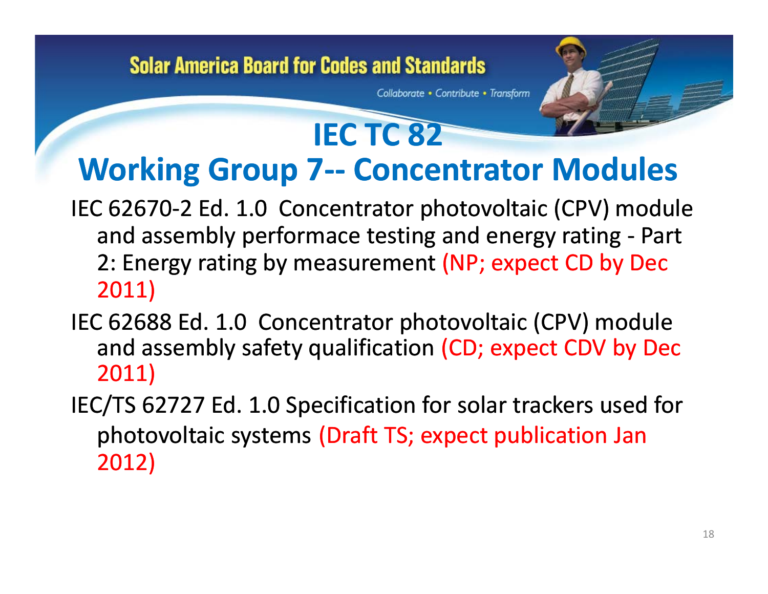# IEC TC 82

## Working Group 7-- Concentrator Modules

IEC 62670-2 Ed. 1.0 Concentrator photovoltaic (CPV) module and assembly performace testing and energy rating - Part 2: Energy rating by measurement (NP; expect CD by Dec 2011)

IEC 62688 Ed. 1.0 Concentrator photovoltaic (CPV) module and assembly safety qualification (CD; expect CDV by Dec 2011)

IEC/TS 62727 Ed. 1.0 Specification for solar trackers used for photovoltaic systems (Draft TS; expect publication Jan 2012)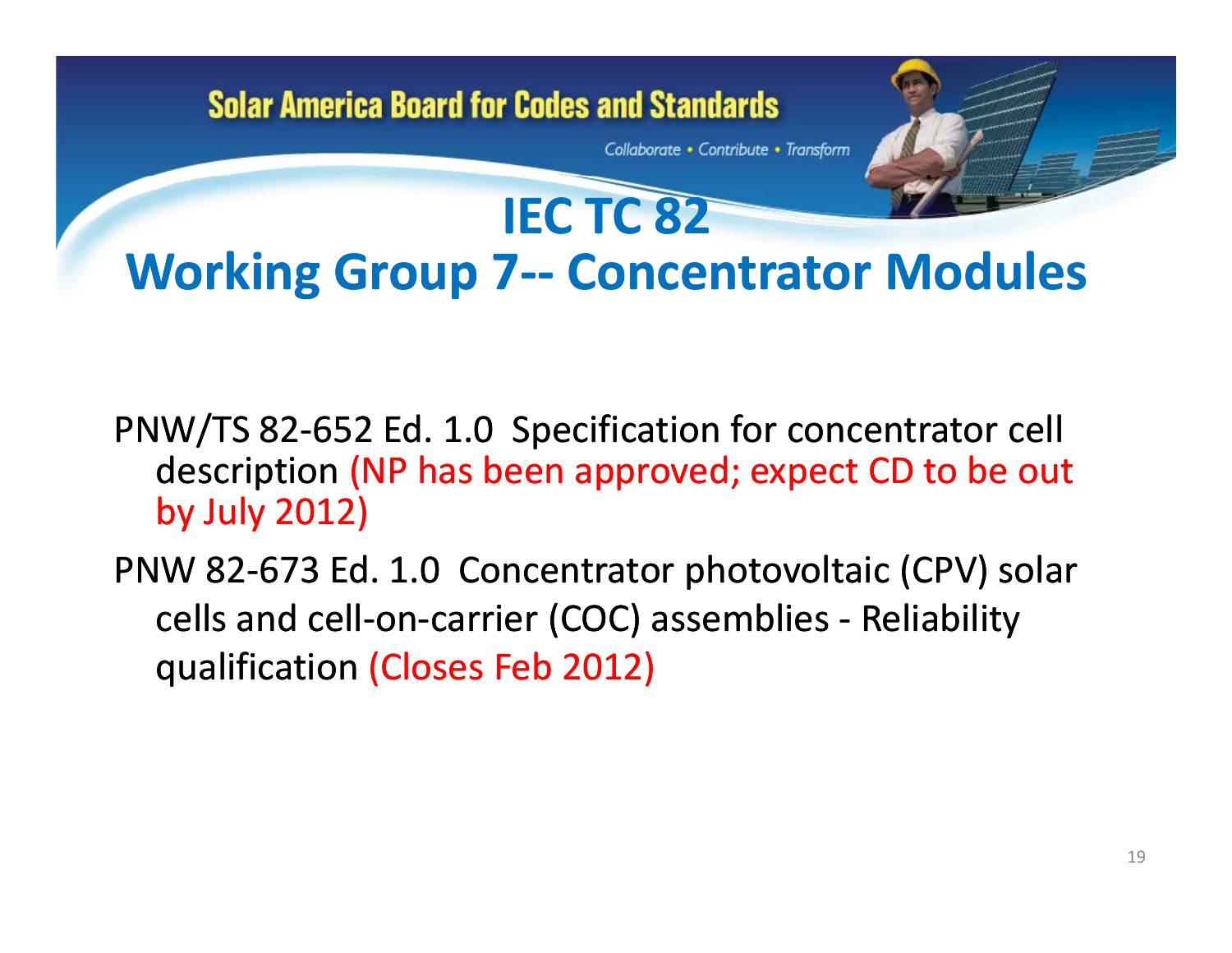Solar America Board for Codes and Standards

*Collaborate • Contribute • Transform*

# IEC TC 82
# Working Group 7-- Concentrator Modules

PNW/TS 82-652 Ed. 1.0 Specification for concentrator cell description (NP has been approved; expect CD to be out by July 2012)

PNW 82-673 Ed. 1.0 Concentrator photovoltaic (CPV) solar cells and cell-on-carrier (COC) assemblies - Reliability qualification (Closes Feb 2012)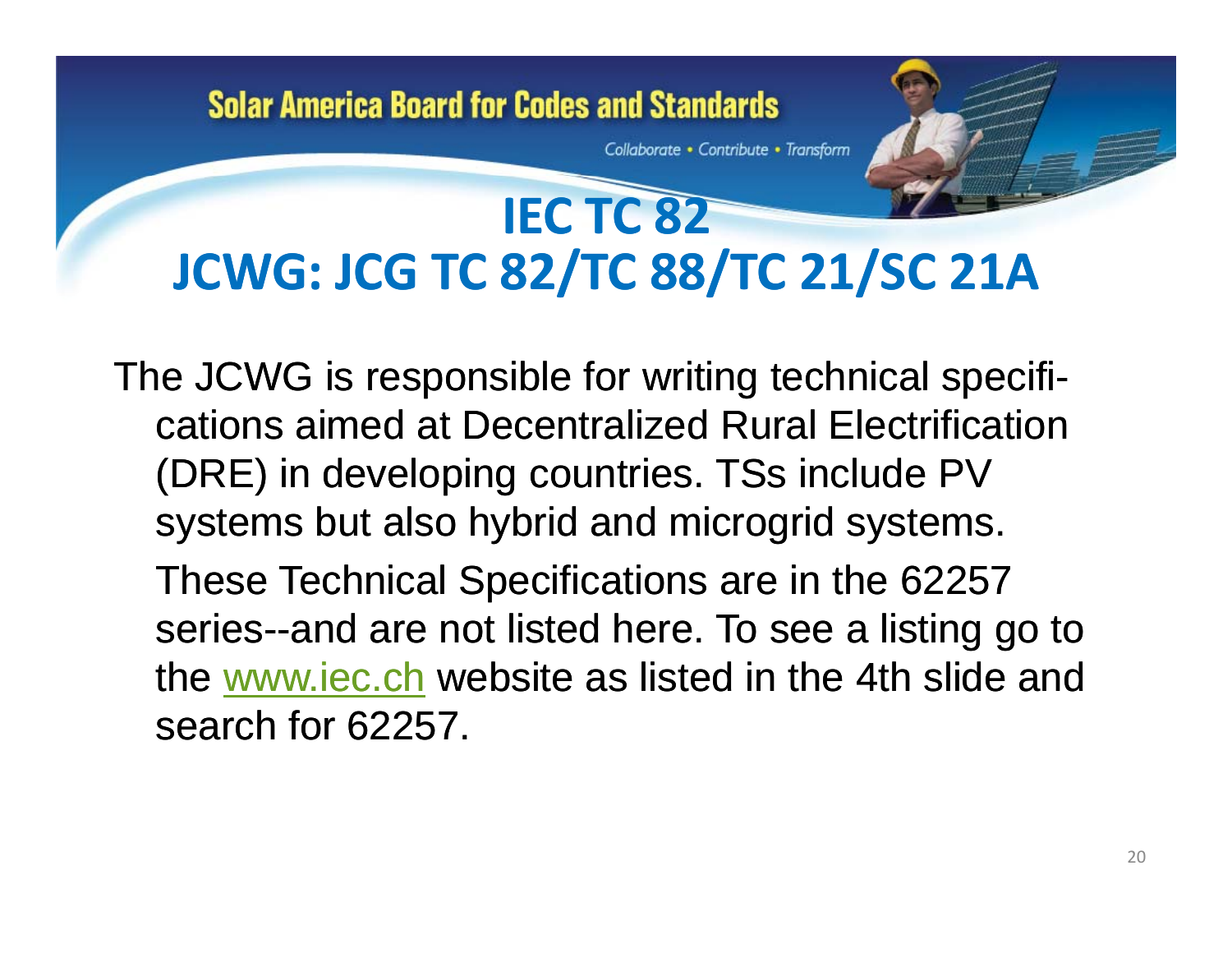# IEC TC 82
## JCWG: JCG TC 82/TC 88/TC 21/SC 21A

The JCWG is responsible for writing technical specifications aimed at Decentralized Rural Electrification (DRE) in developing countries. TSs include PV systems but also hybrid and microgrid systems.

These Technical Specifications are in the 62257 series--and are not listed here. To see a listing go to the www.iec.ch website as listed in the 4th slide and search for 62257.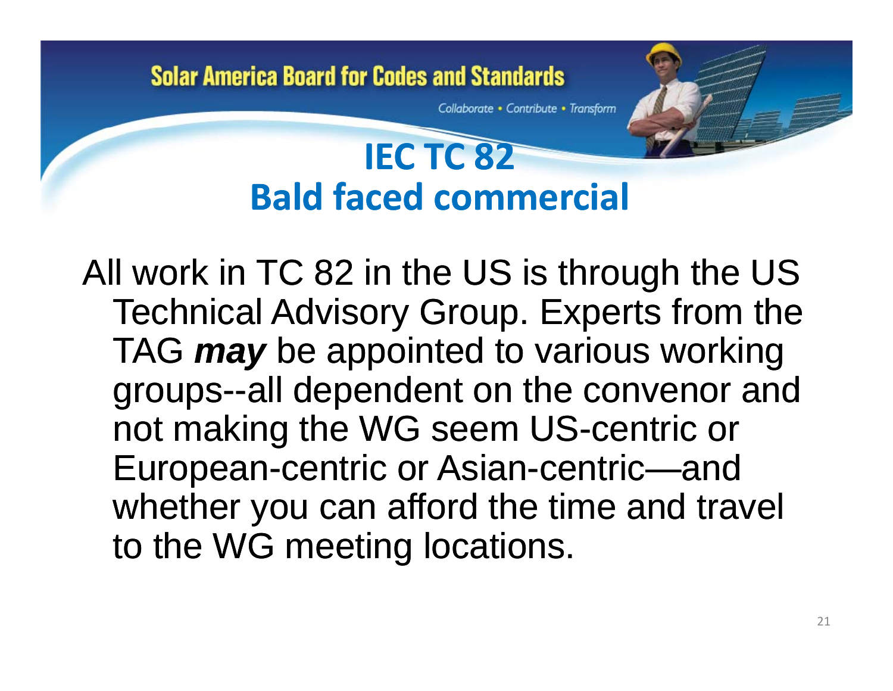# IEC TC 82

## Bald faced commercial

All work in TC 82 in the US is through the US Technical Advisory Group. Experts from the TAG ***may*** be appointed to various working groups--all dependent on the convenor and not making the WG seem US-centric or European-centric or Asian-centric—and whether you can afford the time and travel to the WG meeting locations.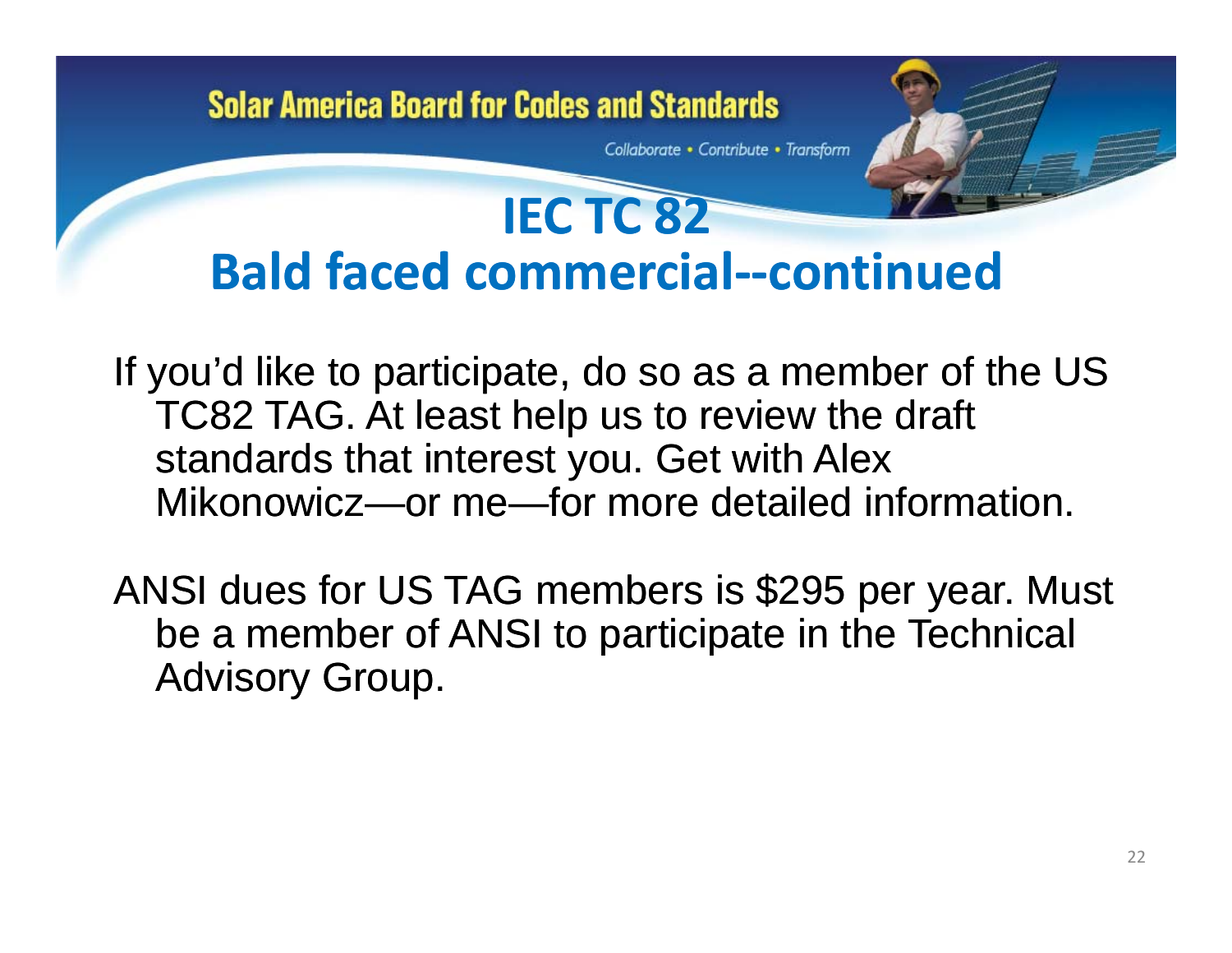## IEC TC 82

## Bald faced commercial--continued

If you'd like to participate, do so as a member of the US TC82 TAG. At least help us to review the draft standards that interest you. Get with Alex Mikonowicz—or me—for more detailed information.

ANSI dues for US TAG members is $295 per year. Must be a member of ANSI to participate in the Technical Advisory Group.